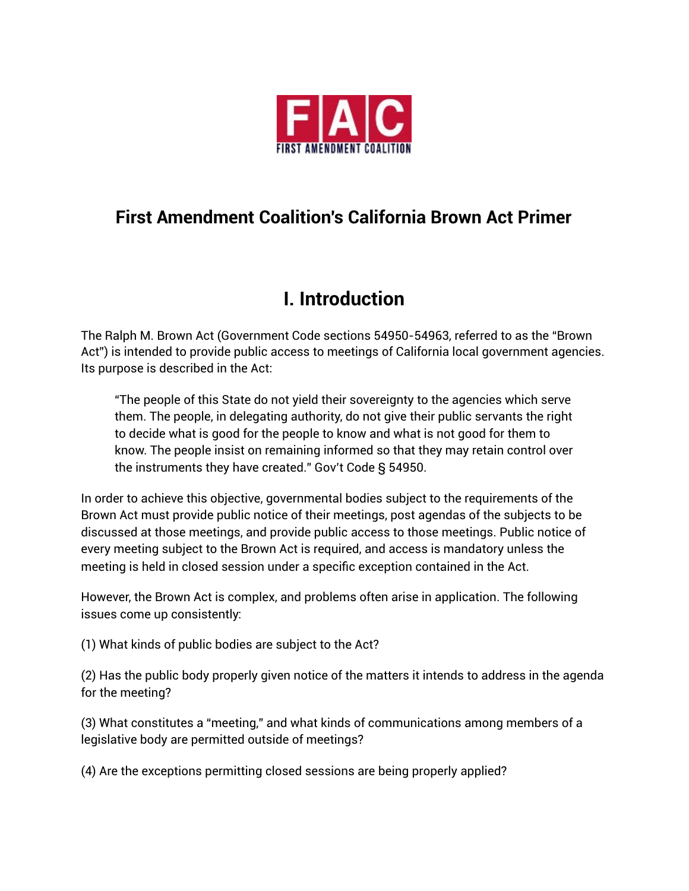# First Amendment Coalition's California Brown Act Primer

## I. Introduction

The Ralph M. Brown Act (Government Code sections 54950-54963, referred to as the "Brown Act") is intended to provide public access to meetings of California local government agencies. Its purpose is described in the Act:

> "The people of this State do not yield their sovereignty to the agencies which serve them. The people, in delegating authority, do not give their public servants the right to decide what is good for the people to know and what is not good for them to know. The people insist on remaining informed so that they may retain control over the instruments they have created." Gov't Code § 54950.

In order to achieve this objective, governmental bodies subject to the requirements of the Brown Act must provide public notice of their meetings, post agendas of the subjects to be discussed at those meetings, and provide public access to those meetings. Public notice of every meeting subject to the Brown Act is required, and access is mandatory unless the meeting is held in closed session under a specific exception contained in the Act.

However, the Brown Act is complex, and problems often arise in application. The following issues come up consistently:

(1) What kinds of public bodies are subject to the Act?

(2) Has the public body properly given notice of the matters it intends to address in the agenda for the meeting?

(3) What constitutes a "meeting," and what kinds of communications among members of a legislative body are permitted outside of meetings?

(4) Are the exceptions permitting closed sessions are being properly applied?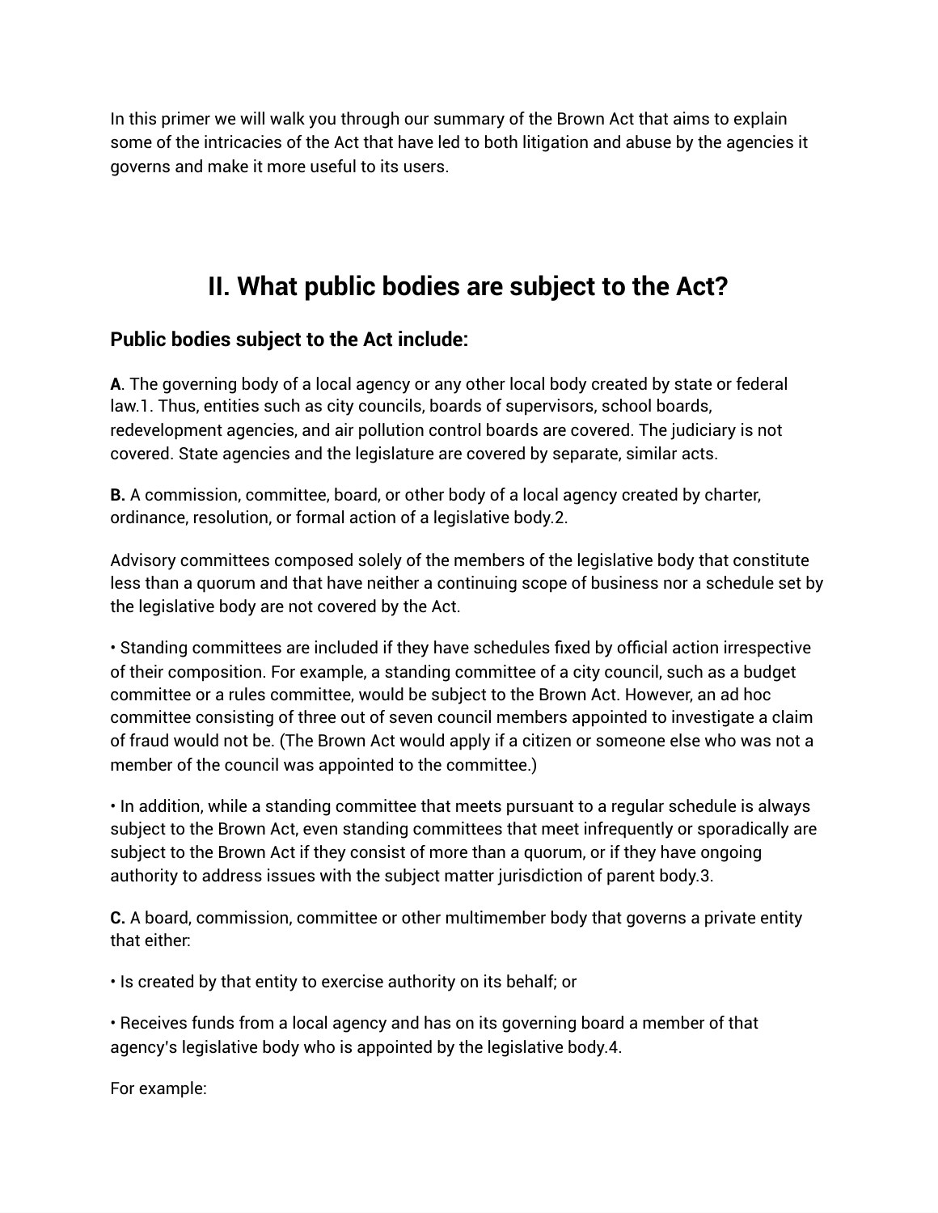In this primer we will walk you through our summary of the Brown Act that aims to explain some of the intricacies of the Act that have led to both litigation and abuse by the agencies it governs and make it more useful to its users.

# II. What public bodies are subject to the Act?

### Public bodies subject to the Act include:

**A**. The governing body of a local agency or any other local body created by state or federal law.1. Thus, entities such as city councils, boards of supervisors, school boards, redevelopment agencies, and air pollution control boards are covered. The judiciary is not covered. State agencies and the legislature are covered by separate, similar acts.

**B.** A commission, committee, board, or other body of a local agency created by charter, ordinance, resolution, or formal action of a legislative body.2.

Advisory committees composed solely of the members of the legislative body that constitute less than a quorum and that have neither a continuing scope of business nor a schedule set by the legislative body are not covered by the Act.

• Standing committees are included if they have schedules fixed by official action irrespective of their composition. For example, a standing committee of a city council, such as a budget committee or a rules committee, would be subject to the Brown Act. However, an ad hoc committee consisting of three out of seven council members appointed to investigate a claim of fraud would not be. (The Brown Act would apply if a citizen or someone else who was not a member of the council was appointed to the committee.)

• In addition, while a standing committee that meets pursuant to a regular schedule is always subject to the Brown Act, even standing committees that meet infrequently or sporadically are subject to the Brown Act if they consist of more than a quorum, or if they have ongoing authority to address issues with the subject matter jurisdiction of parent body.3.

**C.** A board, commission, committee or other multimember body that governs a private entity that either:

• Is created by that entity to exercise authority on its behalf; or

• Receives funds from a local agency and has on its governing board a member of that agency's legislative body who is appointed by the legislative body.4.

For example: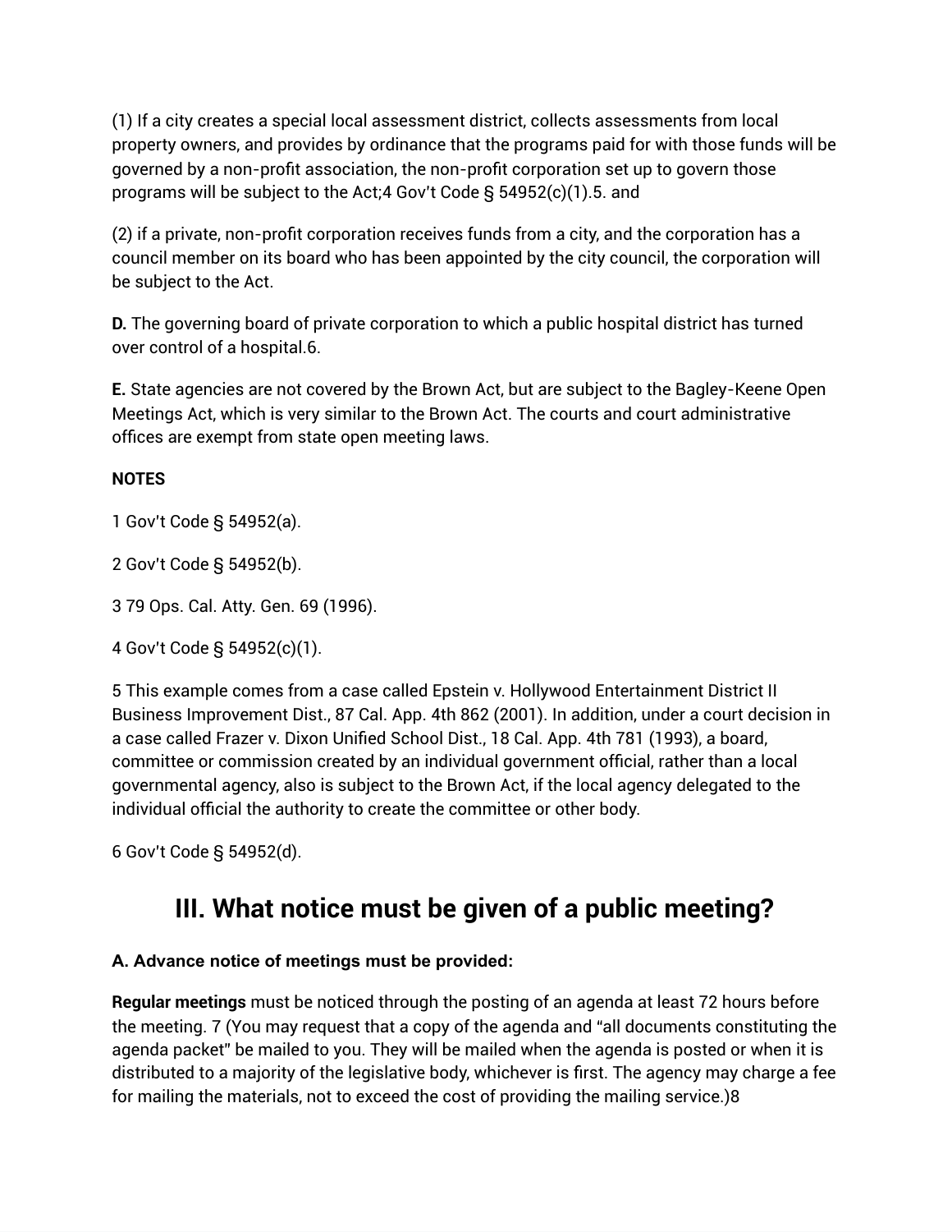(1) If a city creates a special local assessment district, collects assessments from local property owners, and provides by ordinance that the programs paid for with those funds will be governed by a non-profit association, the non-profit corporation set up to govern those programs will be subject to the Act;4 Gov't Code § 54952(c)(1).5. and

(2) if a private, non-profit corporation receives funds from a city, and the corporation has a council member on its board who has been appointed by the city council, the corporation will be subject to the Act.

**D.** The governing board of private corporation to which a public hospital district has turned over control of a hospital.6.

**E.** State agencies are not covered by the Brown Act, but are subject to the Bagley-Keene Open Meetings Act, which is very similar to the Brown Act. The courts and court administrative offices are exempt from state open meeting laws.

**NOTES**

1 Gov't Code § 54952(a).

2 Gov't Code § 54952(b).

3 79 Ops. Cal. Atty. Gen. 69 (1996).

4 Gov't Code § 54952(c)(1).

5 This example comes from a case called Epstein v. Hollywood Entertainment District II Business Improvement Dist., 87 Cal. App. 4th 862 (2001). In addition, under a court decision in a case called Frazer v. Dixon Unified School Dist., 18 Cal. App. 4th 781 (1993), a board, committee or commission created by an individual government official, rather than a local governmental agency, also is subject to the Brown Act, if the local agency delegated to the individual official the authority to create the committee or other body.

6 Gov't Code § 54952(d).

## III. What notice must be given of a public meeting?

### A. Advance notice of meetings must be provided:

**Regular meetings** must be noticed through the posting of an agenda at least 72 hours before the meeting. 7 (You may request that a copy of the agenda and "all documents constituting the agenda packet" be mailed to you. They will be mailed when the agenda is posted or when it is distributed to a majority of the legislative body, whichever is first. The agency may charge a fee for mailing the materials, not to exceed the cost of providing the mailing service.)8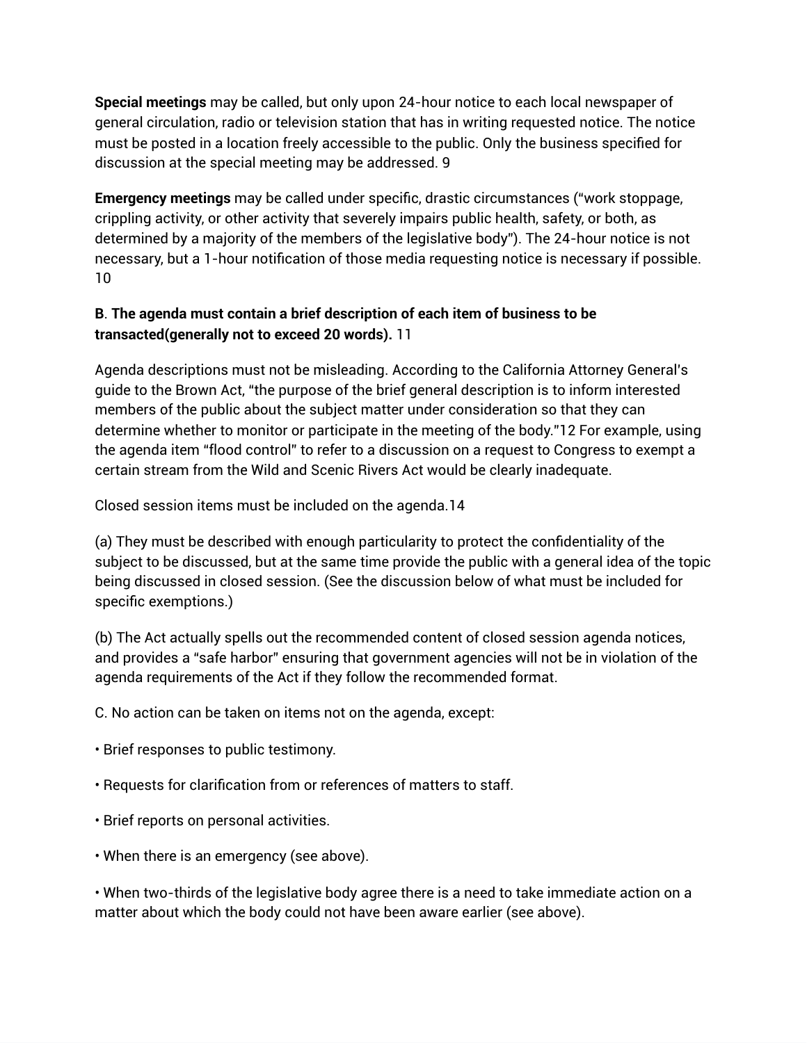**Special meetings** may be called, but only upon 24-hour notice to each local newspaper of general circulation, radio or television station that has in writing requested notice. The notice must be posted in a location freely accessible to the public. Only the business specified for discussion at the special meeting may be addressed. 9

**Emergency meetings** may be called under specific, drastic circumstances ("work stoppage, crippling activity, or other activity that severely impairs public health, safety, or both, as determined by a majority of the members of the legislative body"). The 24-hour notice is not necessary, but a 1-hour notification of those media requesting notice is necessary if possible. 10

**B. The agenda must contain a brief description of each item of business to be transacted(generally not to exceed 20 words).** 11

Agenda descriptions must not be misleading. According to the California Attorney General's guide to the Brown Act, "the purpose of the brief general description is to inform interested members of the public about the subject matter under consideration so that they can determine whether to monitor or participate in the meeting of the body."12 For example, using the agenda item "flood control" to refer to a discussion on a request to Congress to exempt a certain stream from the Wild and Scenic Rivers Act would be clearly inadequate.

Closed session items must be included on the agenda.14

(a) They must be described with enough particularity to protect the confidentiality of the subject to be discussed, but at the same time provide the public with a general idea of the topic being discussed in closed session. (See the discussion below of what must be included for specific exemptions.)

(b) The Act actually spells out the recommended content of closed session agenda notices, and provides a "safe harbor" ensuring that government agencies will not be in violation of the agenda requirements of the Act if they follow the recommended format.

C. No action can be taken on items not on the agenda, except:

• Brief responses to public testimony.

• Requests for clarification from or references of matters to staff.

• Brief reports on personal activities.

• When there is an emergency (see above).

• When two-thirds of the legislative body agree there is a need to take immediate action on a matter about which the body could not have been aware earlier (see above).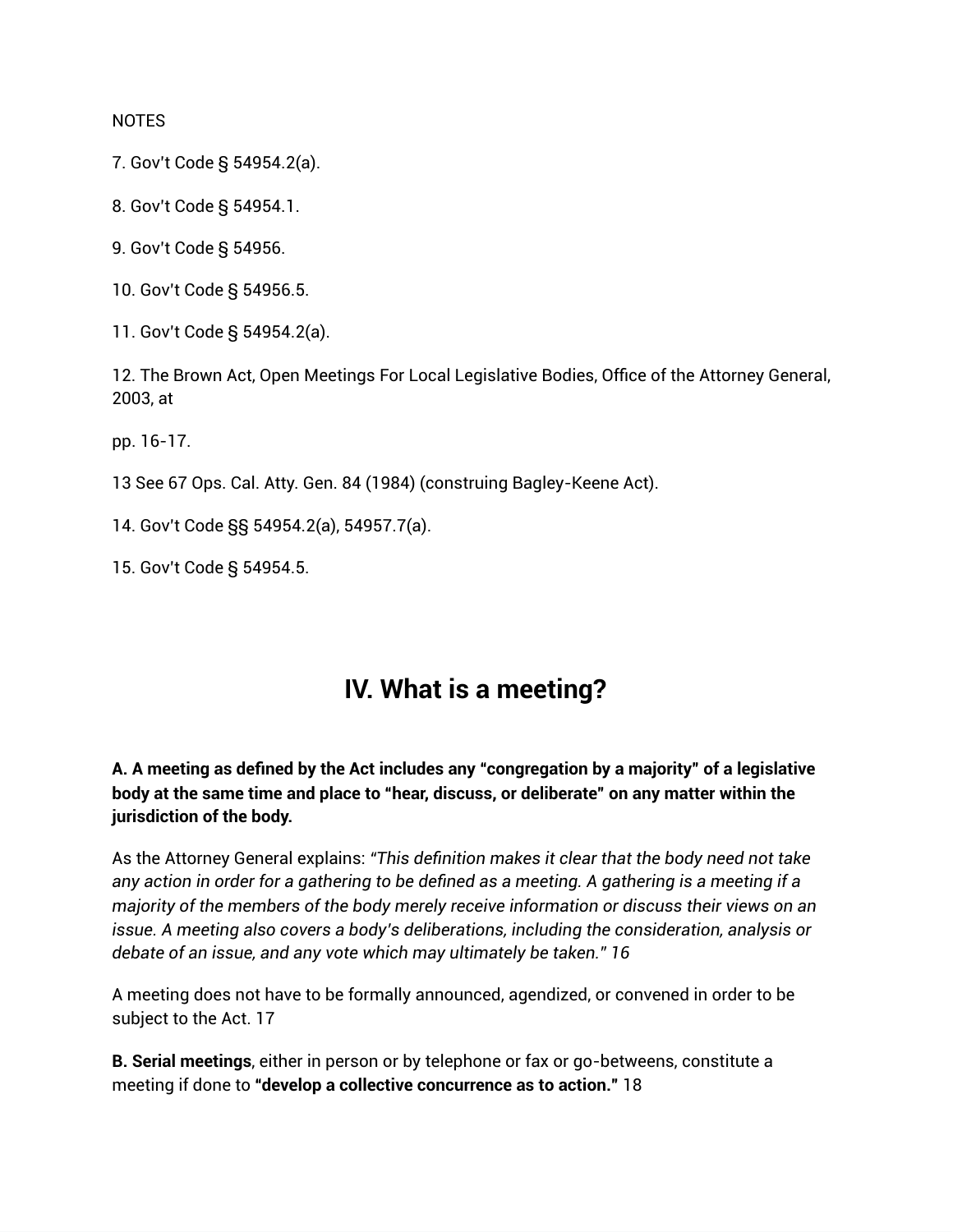NOTES

7. Gov't Code § 54954.2(a).

8. Gov't Code § 54954.1.

9. Gov't Code § 54956.

10. Gov't Code § 54956.5.

11. Gov't Code § 54954.2(a).

12. The Brown Act, Open Meetings For Local Legislative Bodies, Office of the Attorney General, 2003, at

pp. 16-17.

13 See 67 Ops. Cal. Atty. Gen. 84 (1984) (construing Bagley-Keene Act).

14. Gov't Code §§ 54954.2(a), 54957.7(a).

15. Gov't Code § 54954.5.

# IV. What is a meeting?

**A. A meeting as defined by the Act includes any "congregation by a majority" of a legislative body at the same time and place to "hear, discuss, or deliberate" on any matter within the jurisdiction of the body.**

As the Attorney General explains: *"This definition makes it clear that the body need not take any action in order for a gathering to be defined as a meeting. A gathering is a meeting if a majority of the members of the body merely receive information or discuss their views on an issue. A meeting also covers a body's deliberations, including the consideration, analysis or debate of an issue, and any vote which may ultimately be taken." 16*

A meeting does not have to be formally announced, agendized, or convened in order to be subject to the Act. 17

**B. Serial meetings**, either in person or by telephone or fax or go-betweens, constitute a meeting if done to **"develop a collective concurrence as to action."** 18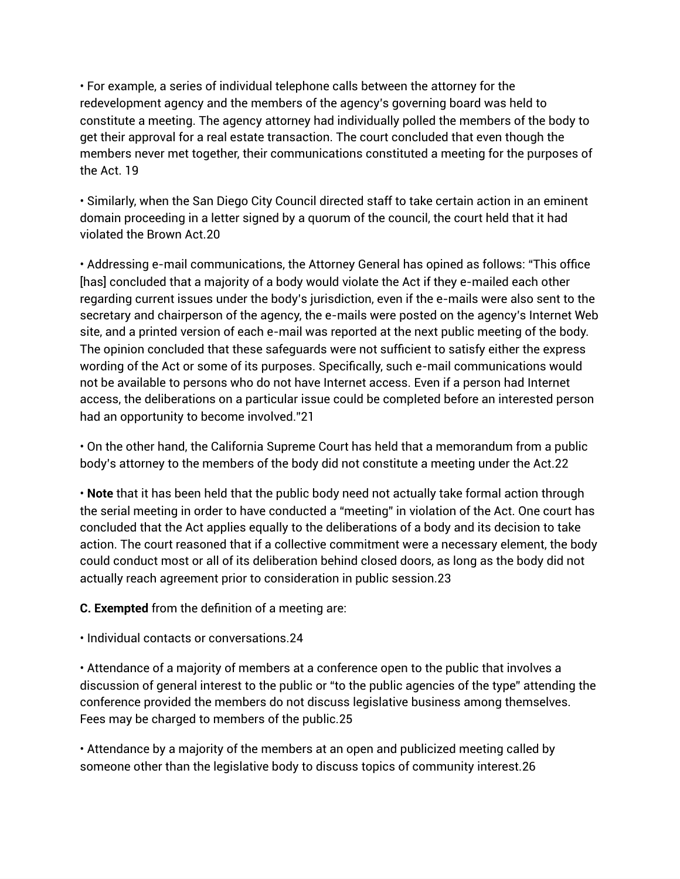• For example, a series of individual telephone calls between the attorney for the redevelopment agency and the members of the agency's governing board was held to constitute a meeting. The agency attorney had individually polled the members of the body to get their approval for a real estate transaction. The court concluded that even though the members never met together, their communications constituted a meeting for the purposes of the Act. 19

• Similarly, when the San Diego City Council directed staff to take certain action in an eminent domain proceeding in a letter signed by a quorum of the council, the court held that it had violated the Brown Act.20

• Addressing e-mail communications, the Attorney General has opined as follows: "This office [has] concluded that a majority of a body would violate the Act if they e-mailed each other regarding current issues under the body's jurisdiction, even if the e-mails were also sent to the secretary and chairperson of the agency, the e-mails were posted on the agency's Internet Web site, and a printed version of each e-mail was reported at the next public meeting of the body. The opinion concluded that these safeguards were not sufficient to satisfy either the express wording of the Act or some of its purposes. Specifically, such e-mail communications would not be available to persons who do not have Internet access. Even if a person had Internet access, the deliberations on a particular issue could be completed before an interested person had an opportunity to become involved."21

• On the other hand, the California Supreme Court has held that a memorandum from a public body's attorney to the members of the body did not constitute a meeting under the Act.22

• **Note** that it has been held that the public body need not actually take formal action through the serial meeting in order to have conducted a "meeting" in violation of the Act. One court has concluded that the Act applies equally to the deliberations of a body and its decision to take action. The court reasoned that if a collective commitment were a necessary element, the body could conduct most or all of its deliberation behind closed doors, as long as the body did not actually reach agreement prior to consideration in public session.23

**C. Exempted** from the definition of a meeting are:

• Individual contacts or conversations.24

• Attendance of a majority of members at a conference open to the public that involves a discussion of general interest to the public or "to the public agencies of the type" attending the conference provided the members do not discuss legislative business among themselves. Fees may be charged to members of the public.25

• Attendance by a majority of the members at an open and publicized meeting called by someone other than the legislative body to discuss topics of community interest.26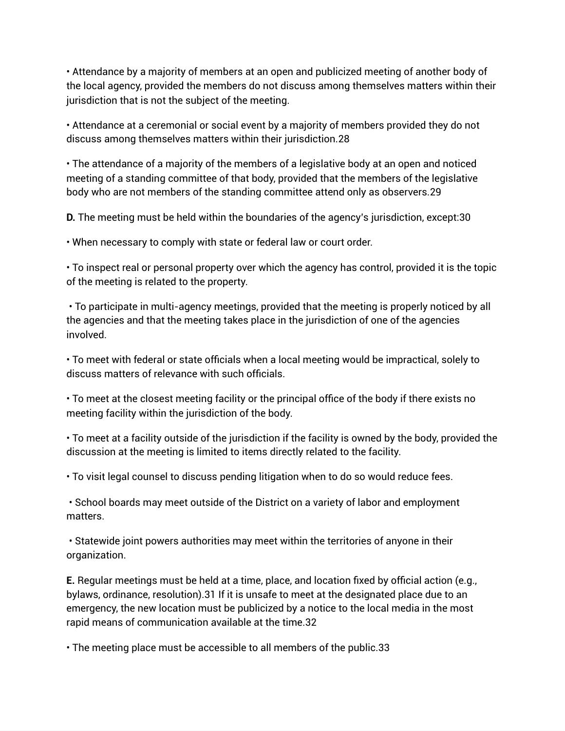• Attendance by a majority of members at an open and publicized meeting of another body of the local agency, provided the members do not discuss among themselves matters within their jurisdiction that is not the subject of the meeting.

• Attendance at a ceremonial or social event by a majority of members provided they do not discuss among themselves matters within their jurisdiction.[28]

• The attendance of a majority of the members of a legislative body at an open and noticed meeting of a standing committee of that body, provided that the members of the legislative body who are not members of the standing committee attend only as observers.[29]

**D.** The meeting must be held within the boundaries of the agency's jurisdiction, except:[30]

• When necessary to comply with state or federal law or court order.

• To inspect real or personal property over which the agency has control, provided it is the topic of the meeting is related to the property.

• To participate in multi-agency meetings, provided that the meeting is properly noticed by all the agencies and that the meeting takes place in the jurisdiction of one of the agencies involved.

• To meet with federal or state officials when a local meeting would be impractical, solely to discuss matters of relevance with such officials.

• To meet at the closest meeting facility or the principal office of the body if there exists no meeting facility within the jurisdiction of the body.

• To meet at a facility outside of the jurisdiction if the facility is owned by the body, provided the discussion at the meeting is limited to items directly related to the facility.

• To visit legal counsel to discuss pending litigation when to do so would reduce fees.

• School boards may meet outside of the District on a variety of labor and employment matters.

• Statewide joint powers authorities may meet within the territories of anyone in their organization.

**E.** Regular meetings must be held at a time, place, and location fixed by official action (e.g., bylaws, ordinance, resolution).[31] If it is unsafe to meet at the designated place due to an emergency, the new location must be publicized by a notice to the local media in the most rapid means of communication available at the time.[32]

• The meeting place must be accessible to all members of the public.[33]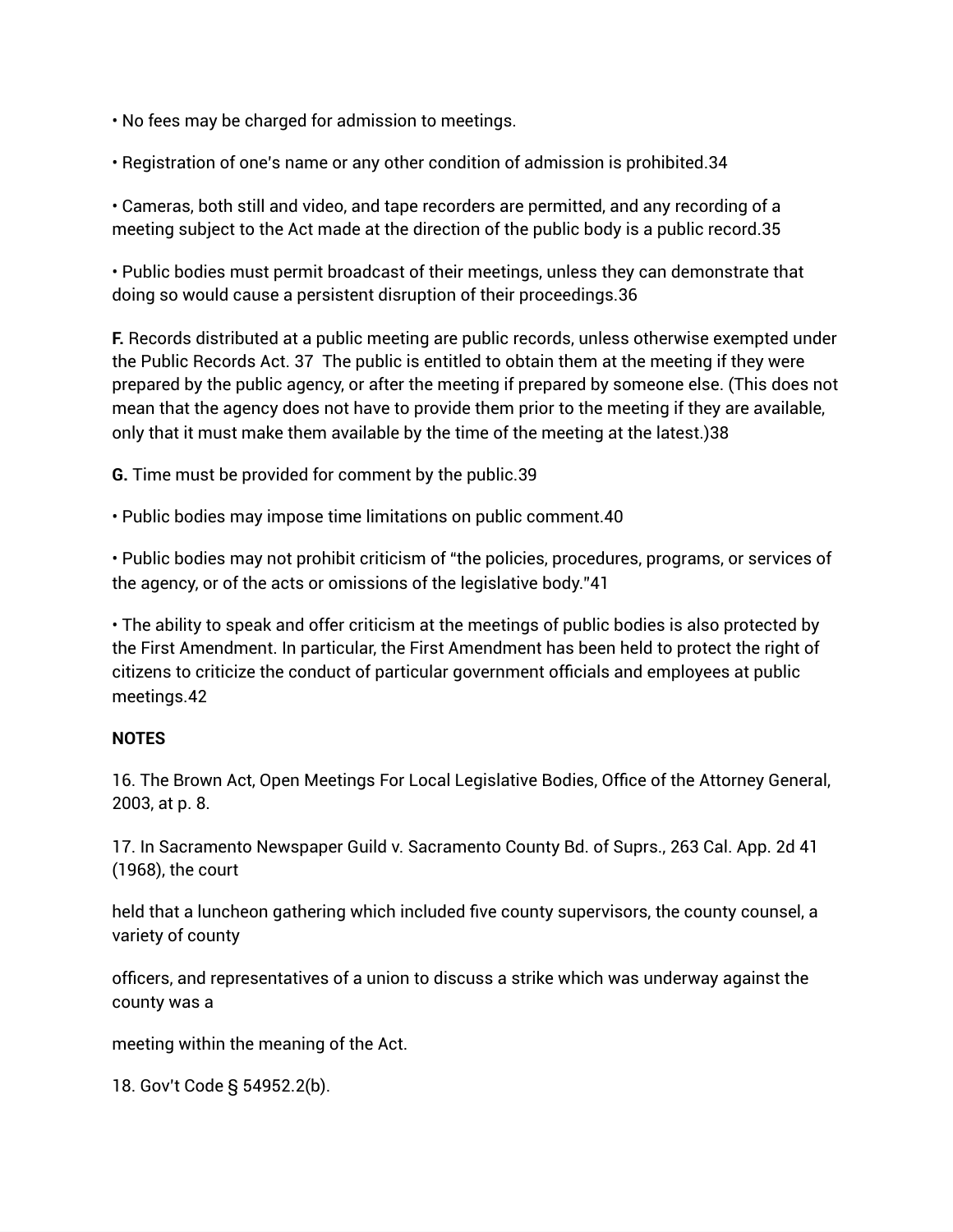• No fees may be charged for admission to meetings.

• Registration of one's name or any other condition of admission is prohibited.34

• Cameras, both still and video, and tape recorders are permitted, and any recording of a meeting subject to the Act made at the direction of the public body is a public record.35

• Public bodies must permit broadcast of their meetings, unless they can demonstrate that doing so would cause a persistent disruption of their proceedings.36

**F.** Records distributed at a public meeting are public records, unless otherwise exempted under the Public Records Act. 37  The public is entitled to obtain them at the meeting if they were prepared by the public agency, or after the meeting if prepared by someone else. (This does not mean that the agency does not have to provide them prior to the meeting if they are available, only that it must make them available by the time of the meeting at the latest.)38

**G.** Time must be provided for comment by the public.39

• Public bodies may impose time limitations on public comment.40

• Public bodies may not prohibit criticism of "the policies, procedures, programs, or services of the agency, or of the acts or omissions of the legislative body."41

• The ability to speak and offer criticism at the meetings of public bodies is also protected by the First Amendment. In particular, the First Amendment has been held to protect the right of citizens to criticize the conduct of particular government officials and employees at public meetings.42

**NOTES**

16. The Brown Act, Open Meetings For Local Legislative Bodies, Office of the Attorney General, 2003, at p. 8.

17. In Sacramento Newspaper Guild v. Sacramento County Bd. of Suprs., 263 Cal. App. 2d 41 (1968), the court

held that a luncheon gathering which included five county supervisors, the county counsel, a variety of county

officers, and representatives of a union to discuss a strike which was underway against the county was a

meeting within the meaning of the Act.

18. Gov't Code § 54952.2(b).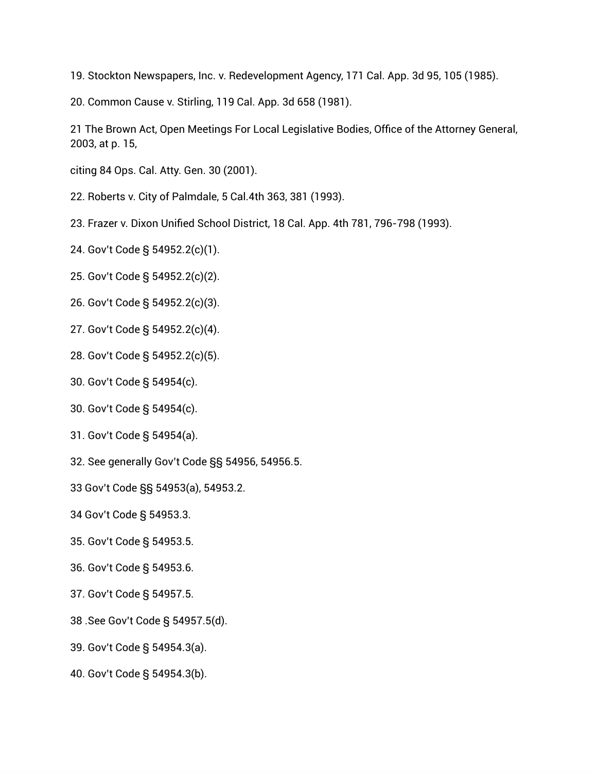19. Stockton Newspapers, Inc. v. Redevelopment Agency, 171 Cal. App. 3d 95, 105 (1985).

20. Common Cause v. Stirling, 119 Cal. App. 3d 658 (1981).

21 The Brown Act, Open Meetings For Local Legislative Bodies, Office of the Attorney General, 2003, at p. 15,

citing 84 Ops. Cal. Atty. Gen. 30 (2001).

22. Roberts v. City of Palmdale, 5 Cal.4th 363, 381 (1993).

23. Frazer v. Dixon Unified School District, 18 Cal. App. 4th 781, 796-798 (1993).

24. Gov't Code § 54952.2(c)(1).

25. Gov't Code § 54952.2(c)(2).

26. Gov't Code § 54952.2(c)(3).

27. Gov't Code § 54952.2(c)(4).

28. Gov't Code § 54952.2(c)(5).

30. Gov't Code § 54954(c).

30. Gov't Code § 54954(c).

31. Gov't Code § 54954(a).

32. See generally Gov't Code §§ 54956, 54956.5.

33 Gov't Code §§ 54953(a), 54953.2.

34 Gov't Code § 54953.3.

35. Gov't Code § 54953.5.

36. Gov't Code § 54953.6.

37. Gov't Code § 54957.5.

38 .See Gov't Code § 54957.5(d).

39. Gov't Code § 54954.3(a).

40. Gov't Code § 54954.3(b).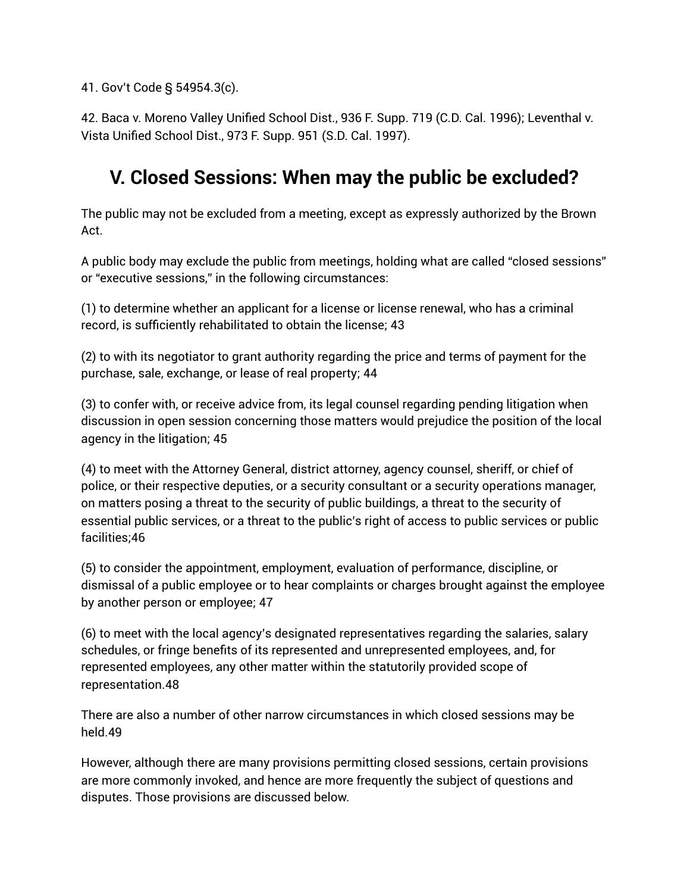41. Gov't Code § 54954.3(c).

42. Baca v. Moreno Valley Unified School Dist., 936 F. Supp. 719 (C.D. Cal. 1996); Leventhal v. Vista Unified School Dist., 973 F. Supp. 951 (S.D. Cal. 1997).

## V. Closed Sessions: When may the public be excluded?

The public may not be excluded from a meeting, except as expressly authorized by the Brown Act.

A public body may exclude the public from meetings, holding what are called "closed sessions" or "executive sessions," in the following circumstances:

(1) to determine whether an applicant for a license or license renewal, who has a criminal record, is sufficiently rehabilitated to obtain the license; 43

(2) to with its negotiator to grant authority regarding the price and terms of payment for the purchase, sale, exchange, or lease of real property; 44

(3) to confer with, or receive advice from, its legal counsel regarding pending litigation when discussion in open session concerning those matters would prejudice the position of the local agency in the litigation; 45

(4) to meet with the Attorney General, district attorney, agency counsel, sheriff, or chief of police, or their respective deputies, or a security consultant or a security operations manager, on matters posing a threat to the security of public buildings, a threat to the security of essential public services, or a threat to the public's right of access to public services or public facilities;46

(5) to consider the appointment, employment, evaluation of performance, discipline, or dismissal of a public employee or to hear complaints or charges brought against the employee by another person or employee; 47

(6) to meet with the local agency's designated representatives regarding the salaries, salary schedules, or fringe benefits of its represented and unrepresented employees, and, for represented employees, any other matter within the statutorily provided scope of representation.48

There are also a number of other narrow circumstances in which closed sessions may be held.49

However, although there are many provisions permitting closed sessions, certain provisions are more commonly invoked, and hence are more frequently the subject of questions and disputes. Those provisions are discussed below.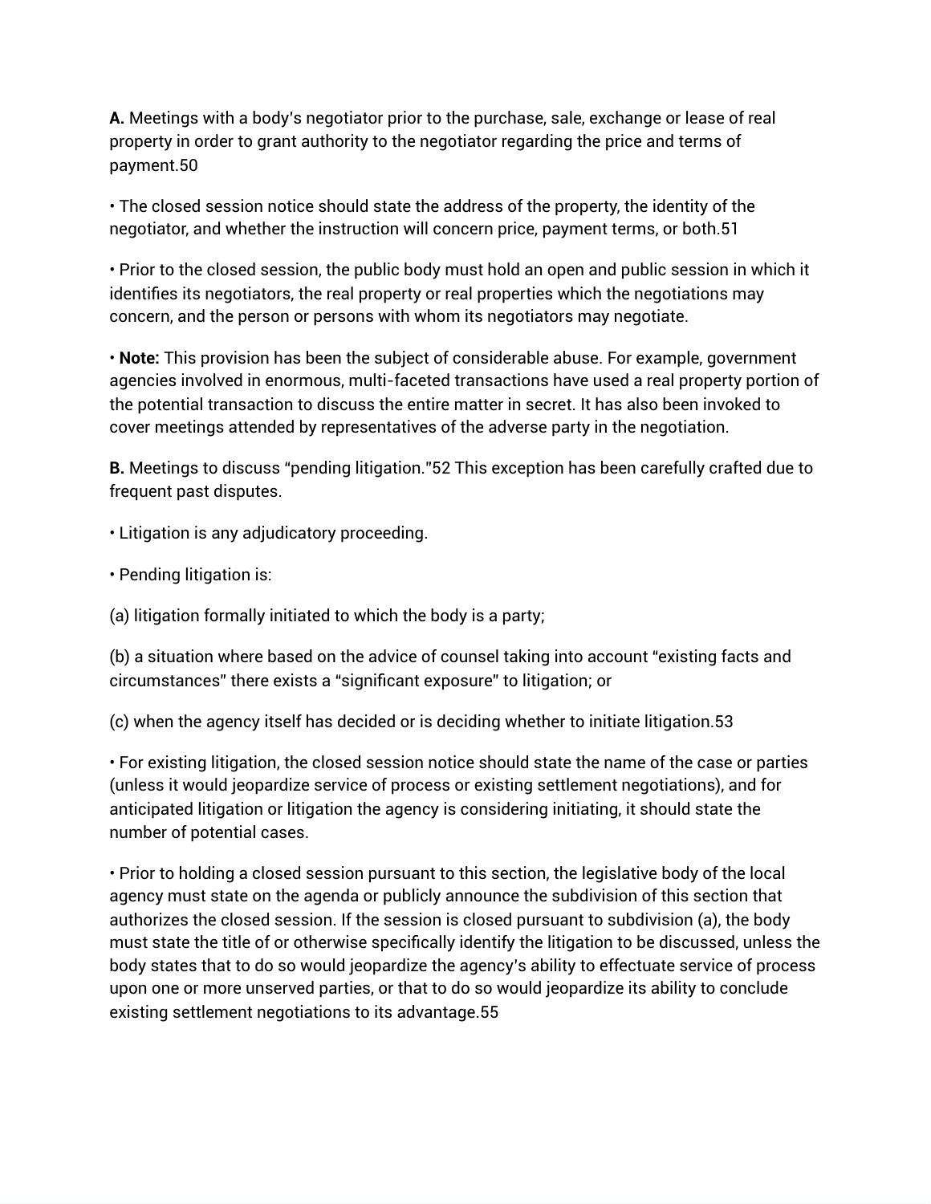**A.** Meetings with a body's negotiator prior to the purchase, sale, exchange or lease of real property in order to grant authority to the negotiator regarding the price and terms of payment.[50]

• The closed session notice should state the address of the property, the identity of the negotiator, and whether the instruction will concern price, payment terms, or both.[51]

• Prior to the closed session, the public body must hold an open and public session in which it identifies its negotiators, the real property or real properties which the negotiations may concern, and the person or persons with whom its negotiators may negotiate.

• **Note:** This provision has been the subject of considerable abuse. For example, government agencies involved in enormous, multi-faceted transactions have used a real property portion of the potential transaction to discuss the entire matter in secret. It has also been invoked to cover meetings attended by representatives of the adverse party in the negotiation.

**B.** Meetings to discuss "pending litigation."[52] This exception has been carefully crafted due to frequent past disputes.

• Litigation is any adjudicatory proceeding.

• Pending litigation is:

(a) litigation formally initiated to which the body is a party;

(b) a situation where based on the advice of counsel taking into account "existing facts and circumstances" there exists a "significant exposure" to litigation; or

(c) when the agency itself has decided or is deciding whether to initiate litigation.[53]

• For existing litigation, the closed session notice should state the name of the case or parties (unless it would jeopardize service of process or existing settlement negotiations), and for anticipated litigation or litigation the agency is considering initiating, it should state the number of potential cases.

• Prior to holding a closed session pursuant to this section, the legislative body of the local agency must state on the agenda or publicly announce the subdivision of this section that authorizes the closed session. If the session is closed pursuant to subdivision (a), the body must state the title of or otherwise specifically identify the litigation to be discussed, unless the body states that to do so would jeopardize the agency's ability to effectuate service of process upon one or more unserved parties, or that to do so would jeopardize its ability to conclude existing settlement negotiations to its advantage.[55]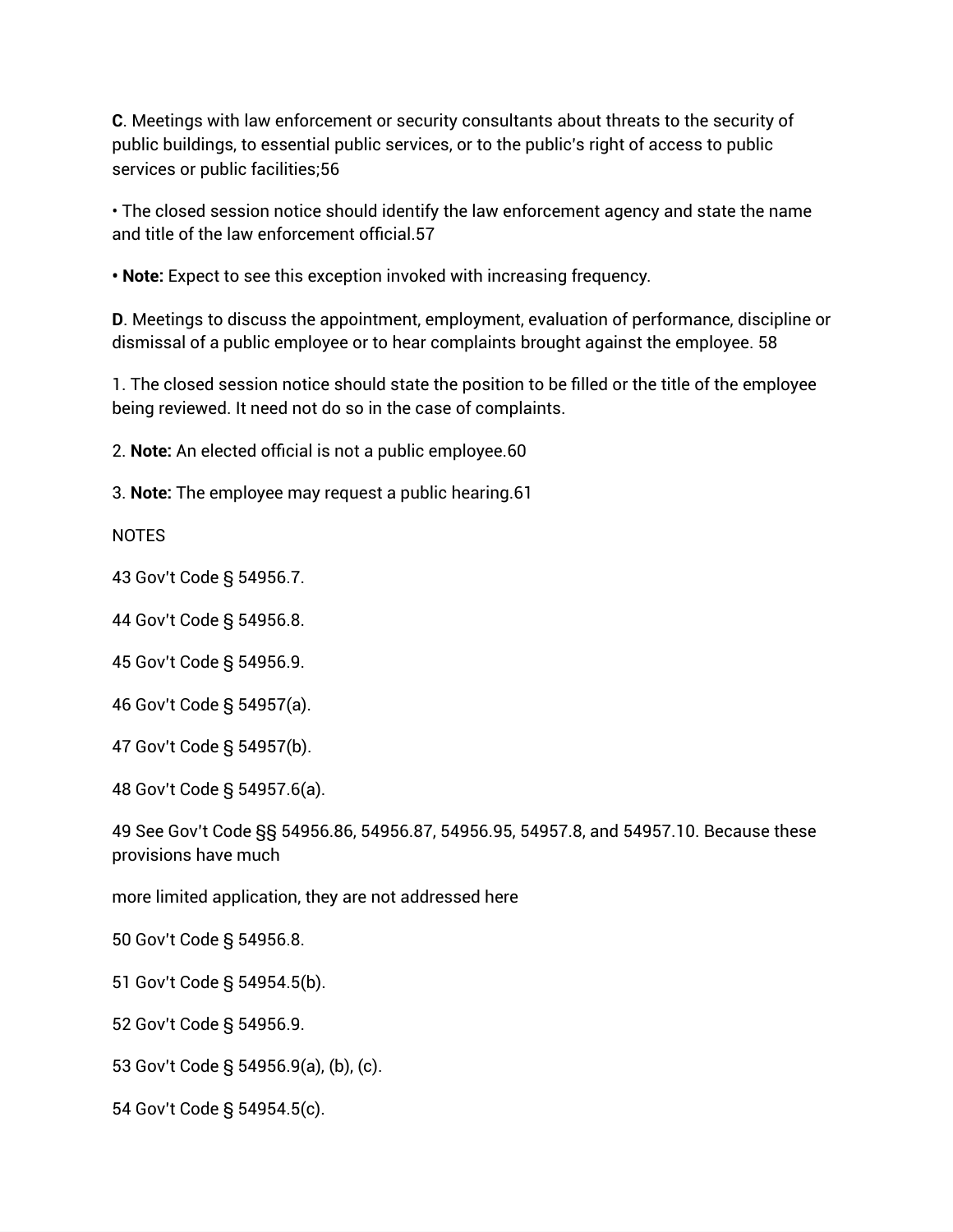**C**. Meetings with law enforcement or security consultants about threats to the security of public buildings, to essential public services, or to the public's right of access to public services or public facilities;56

• The closed session notice should identify the law enforcement agency and state the name and title of the law enforcement official.57

• **Note:** Expect to see this exception invoked with increasing frequency.

**D**. Meetings to discuss the appointment, employment, evaluation of performance, discipline or dismissal of a public employee or to hear complaints brought against the employee. 58

1. The closed session notice should state the position to be filled or the title of the employee being reviewed. It need not do so in the case of complaints.

2. **Note:** An elected official is not a public employee.60

3. **Note:** The employee may request a public hearing.61

NOTES

43 Gov't Code § 54956.7.

44 Gov't Code § 54956.8.

45 Gov't Code § 54956.9.

46 Gov't Code § 54957(a).

47 Gov't Code § 54957(b).

48 Gov't Code § 54957.6(a).

49 See Gov't Code §§ 54956.86, 54956.87, 54956.95, 54957.8, and 54957.10. Because these provisions have much

more limited application, they are not addressed here

50 Gov't Code § 54956.8.

51 Gov't Code § 54954.5(b).

52 Gov't Code § 54956.9.

53 Gov't Code § 54956.9(a), (b), (c).

54 Gov't Code § 54954.5(c).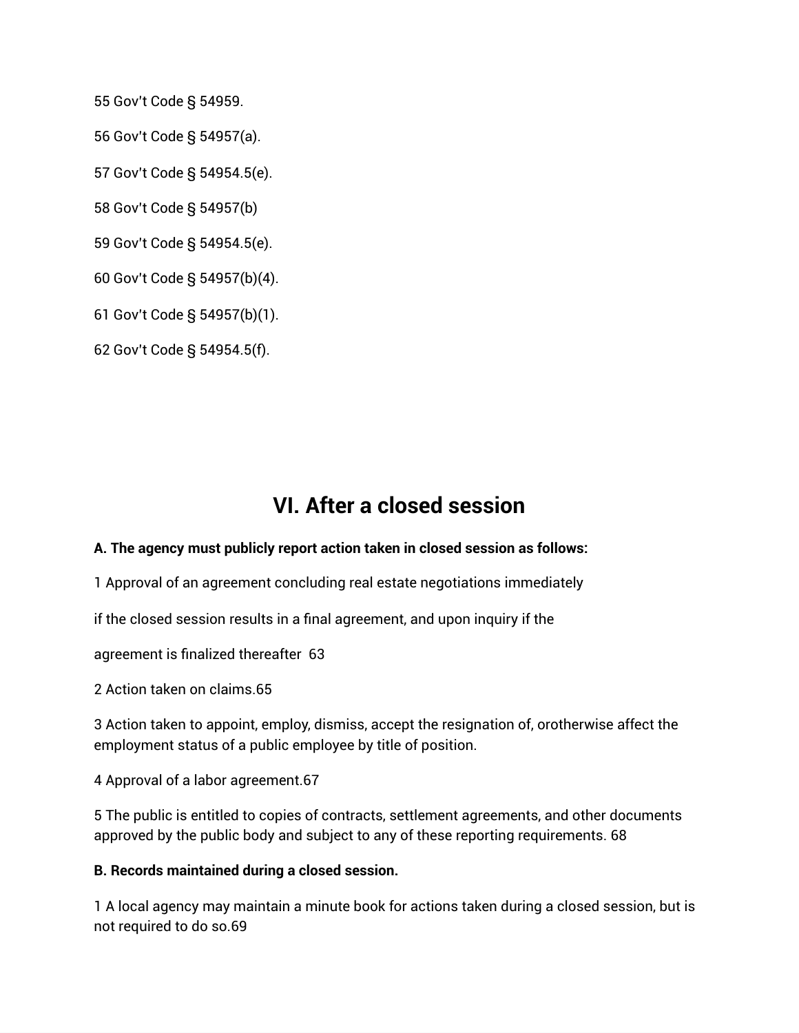55 Gov't Code § 54959.

56 Gov't Code § 54957(a).

57 Gov't Code § 54954.5(e).

58 Gov't Code § 54957(b)

59 Gov't Code § 54954.5(e).

60 Gov't Code § 54957(b)(4).

61 Gov't Code § 54957(b)(1).

62 Gov't Code § 54954.5(f).

## VI. After a closed session

**A. The agency must publicly report action taken in closed session as follows:**

1 Approval of an agreement concluding real estate negotiations immediately

if the closed session results in a final agreement, and upon inquiry if the

agreement is finalized thereafter 63

2 Action taken on claims.65

3 Action taken to appoint, employ, dismiss, accept the resignation of, orotherwise affect the employment status of a public employee by title of position.

4 Approval of a labor agreement.67

5 The public is entitled to copies of contracts, settlement agreements, and other documents approved by the public body and subject to any of these reporting requirements. 68

**B. Records maintained during a closed session.**

1 A local agency may maintain a minute book for actions taken during a closed session, but is not required to do so.69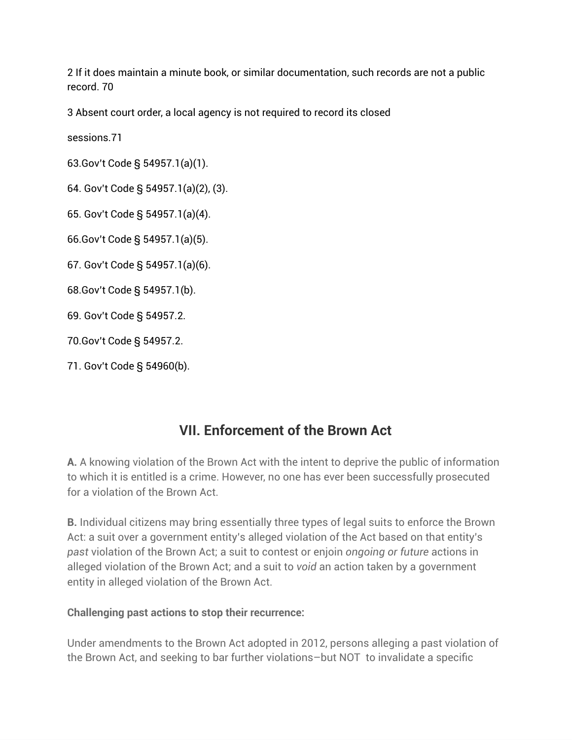2 If it does maintain a minute book, or similar documentation, such records are not a public record. 70

3 Absent court order, a local agency is not required to record its closed

sessions.71

63.Gov't Code § 54957.1(a)(1).

64. Gov't Code § 54957.1(a)(2), (3).

65. Gov't Code § 54957.1(a)(4).

66.Gov't Code § 54957.1(a)(5).

67. Gov't Code § 54957.1(a)(6).

68.Gov't Code § 54957.1(b).

69. Gov't Code § 54957.2.

70.Gov't Code § 54957.2.

71. Gov't Code § 54960(b).

## VII. Enforcement of the Brown Act

**A.** A knowing violation of the Brown Act with the intent to deprive the public of information to which it is entitled is a crime. However, no one has ever been successfully prosecuted for a violation of the Brown Act.

**B.** Individual citizens may bring essentially three types of legal suits to enforce the Brown Act: a suit over a government entity's alleged violation of the Act based on that entity's *past* violation of the Brown Act; a suit to contest or enjoin *ongoing or future* actions in alleged violation of the Brown Act; and a suit to *void* an action taken by a government entity in alleged violation of the Brown Act.

**Challenging past actions to stop their recurrence:**

Under amendments to the Brown Act adopted in 2012, persons alleging a past violation of the Brown Act, and seeking to bar further violations–but NOT to invalidate a specific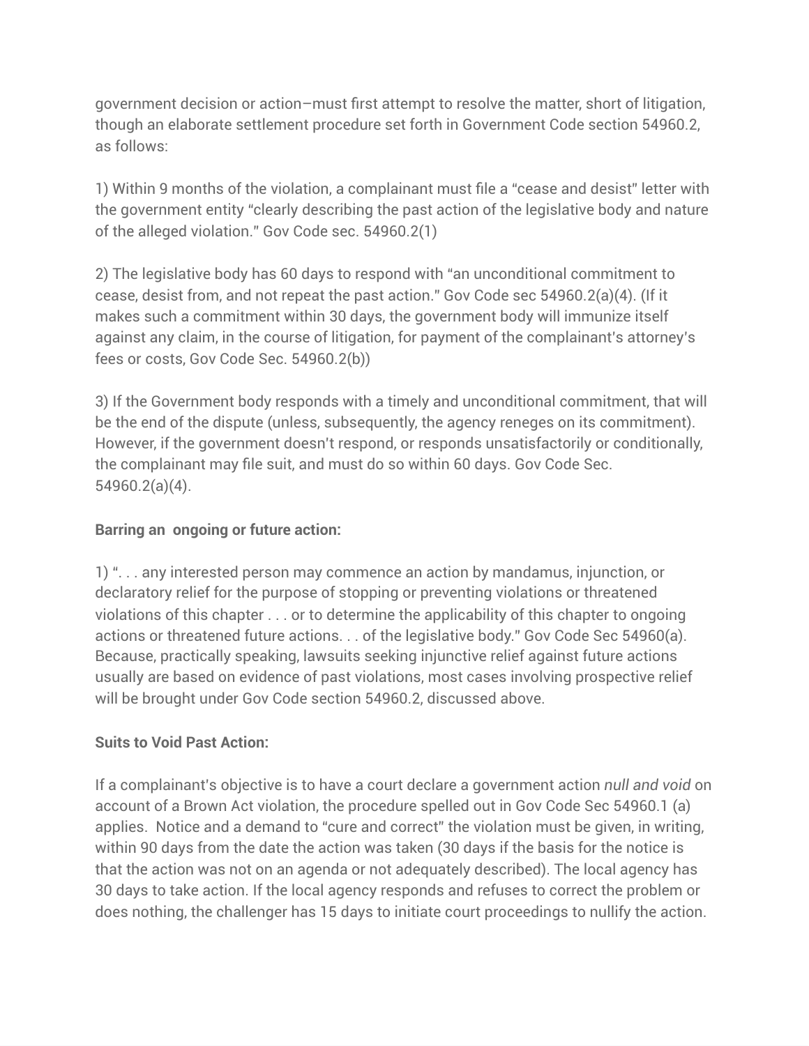government decision or action–must first attempt to resolve the matter, short of litigation, though an elaborate settlement procedure set forth in Government Code section 54960.2, as follows:

1) Within 9 months of the violation, a complainant must file a "cease and desist" letter with the government entity "clearly describing the past action of the legislative body and nature of the alleged violation." Gov Code sec. 54960.2(1)

2) The legislative body has 60 days to respond with "an unconditional commitment to cease, desist from, and not repeat the past action." Gov Code sec 54960.2(a)(4). (If it makes such a commitment within 30 days, the government body will immunize itself against any claim, in the course of litigation, for payment of the complainant's attorney's fees or costs, Gov Code Sec. 54960.2(b))

3) If the Government body responds with a timely and unconditional commitment, that will be the end of the dispute (unless, subsequently, the agency reneges on its commitment). However, if the government doesn't respond, or responds unsatisfactorily or conditionally, the complainant may file suit, and must do so within 60 days. Gov Code Sec. 54960.2(a)(4).

**Barring an ongoing or future action:**

1) ". . . any interested person may commence an action by mandamus, injunction, or declaratory relief for the purpose of stopping or preventing violations or threatened violations of this chapter . . . or to determine the applicability of this chapter to ongoing actions or threatened future actions. . . of the legislative body." Gov Code Sec 54960(a). Because, practically speaking, lawsuits seeking injunctive relief against future actions usually are based on evidence of past violations, most cases involving prospective relief will be brought under Gov Code section 54960.2, discussed above.

**Suits to Void Past Action:**

If a complainant's objective is to have a court declare a government action *null and void* on account of a Brown Act violation, the procedure spelled out in Gov Code Sec 54960.1 (a) applies. Notice and a demand to "cure and correct" the violation must be given, in writing, within 90 days from the date the action was taken (30 days if the basis for the notice is that the action was not on an agenda or not adequately described). The local agency has 30 days to take action. If the local agency responds and refuses to correct the problem or does nothing, the challenger has 15 days to initiate court proceedings to nullify the action.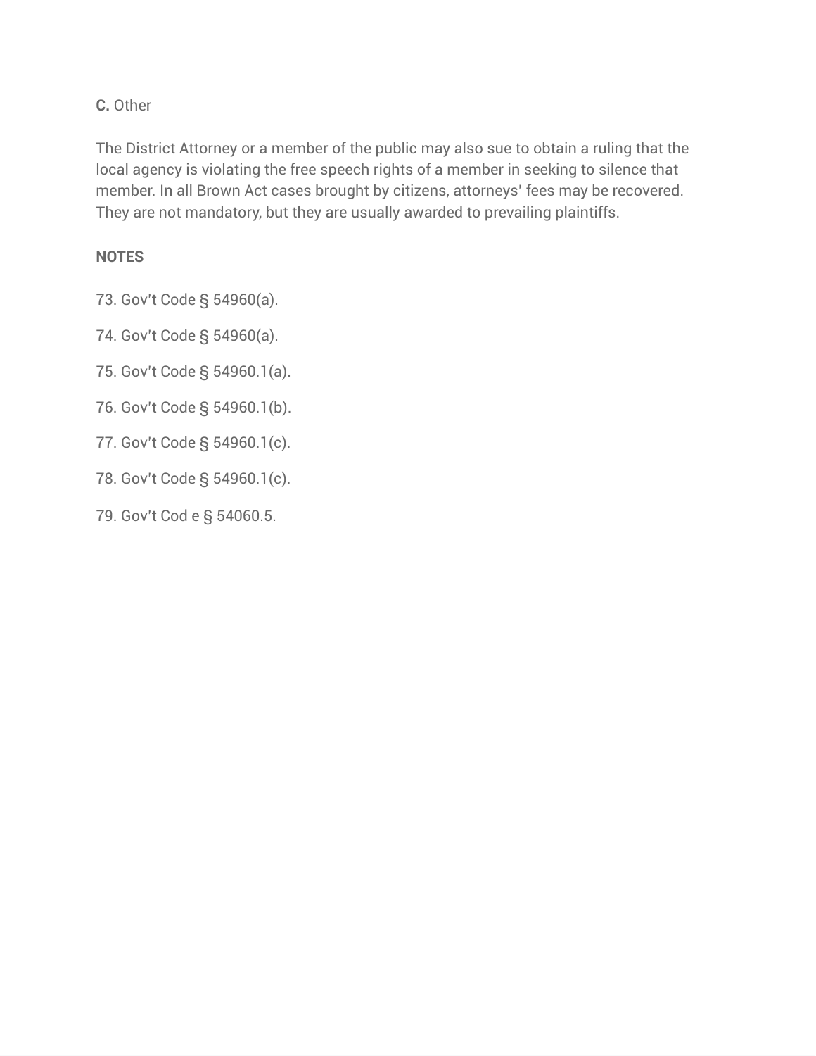**C.** Other

The District Attorney or a member of the public may also sue to obtain a ruling that the local agency is violating the free speech rights of a member in seeking to silence that member. In all Brown Act cases brought by citizens, attorneys' fees may be recovered. They are not mandatory, but they are usually awarded to prevailing plaintiffs.

**NOTES**

73. Gov't Code § 54960(a).

74. Gov't Code § 54960(a).

75. Gov't Code § 54960.1(a).

76. Gov't Code § 54960.1(b).

77. Gov't Code § 54960.1(c).

78. Gov't Code § 54960.1(c).

79. Gov't Cod e § 54060.5.